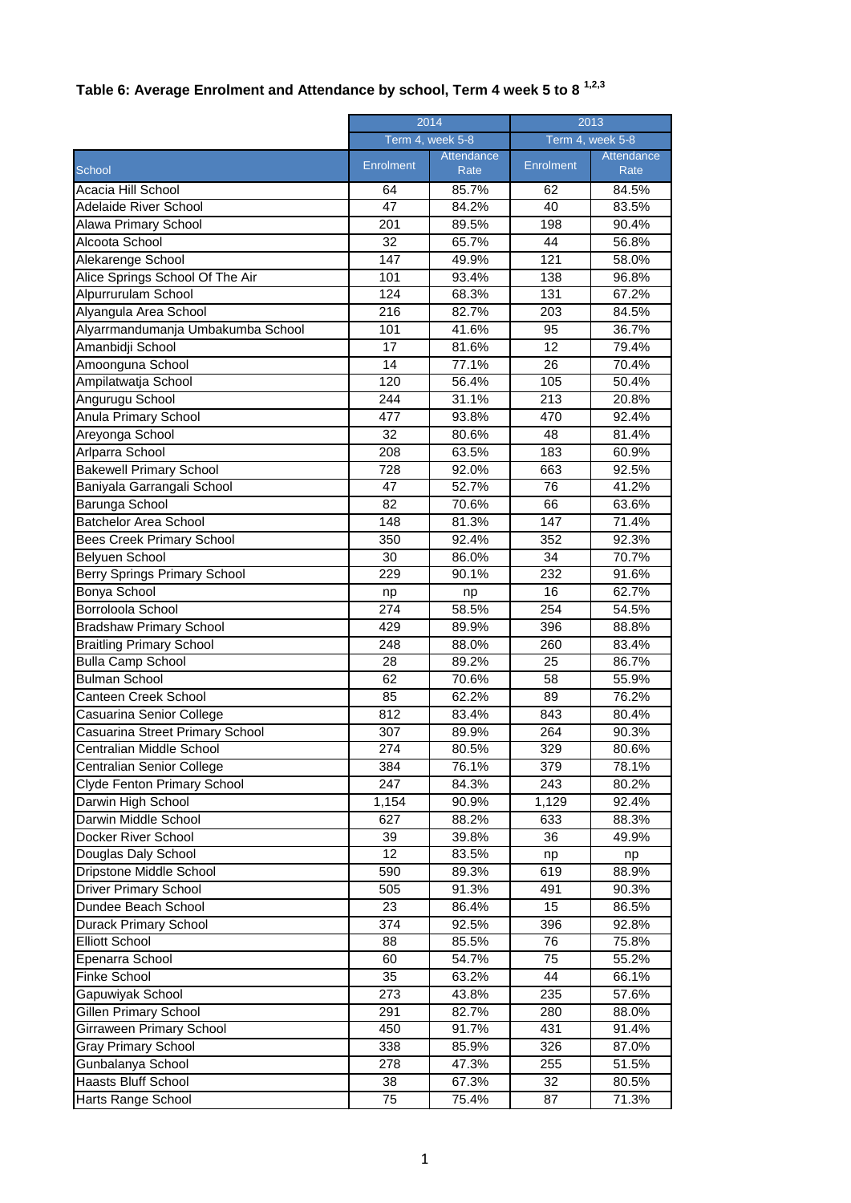### Table 6: Average Enrolment and Attendance by school, Term 4 week 5 to 8 [1,2,3]

| | 2014 | | 2013 | |
|---|---|---|---|---|
| | Term 4, week 5-8 | | Term 4, week 5-8 | |
| School | Enrolment | Attendance Rate | Enrolment | Attendance Rate |
| Acacia Hill School | 64 | 85.7% | 62 | 84.5% |
| Adelaide River School | 47 | 84.2% | 40 | 83.5% |
| Alawa Primary School | 201 | 89.5% | 198 | 90.4% |
| Alcoota School | 32 | 65.7% | 44 | 56.8% |
| Alekarenge School | 147 | 49.9% | 121 | 58.0% |
| Alice Springs School Of The Air | 101 | 93.4% | 138 | 96.8% |
| Alpurrurulam School | 124 | 68.3% | 131 | 67.2% |
| Alyangula Area School | 216 | 82.7% | 203 | 84.5% |
| Alyarrmandumanja Umbakumba School | 101 | 41.6% | 95 | 36.7% |
| Amanbidji School | 17 | 81.6% | 12 | 79.4% |
| Amoonguna School | 14 | 77.1% | 26 | 70.4% |
| Ampilatwatja School | 120 | 56.4% | 105 | 50.4% |
| Angurugu School | 244 | 31.1% | 213 | 20.8% |
| Anula Primary School | 477 | 93.8% | 470 | 92.4% |
| Areyonga School | 32 | 80.6% | 48 | 81.4% |
| Arlparra School | 208 | 63.5% | 183 | 60.9% |
| Bakewell Primary School | 728 | 92.0% | 663 | 92.5% |
| Baniyala Garrangali School | 47 | 52.7% | 76 | 41.2% |
| Barunga School | 82 | 70.6% | 66 | 63.6% |
| Batchelor Area School | 148 | 81.3% | 147 | 71.4% |
| Bees Creek Primary School | 350 | 92.4% | 352 | 92.3% |
| Belyuen School | 30 | 86.0% | 34 | 70.7% |
| Berry Springs Primary School | 229 | 90.1% | 232 | 91.6% |
| Bonya School | np | np | 16 | 62.7% |
| Borroloola School | 274 | 58.5% | 254 | 54.5% |
| Bradshaw Primary School | 429 | 89.9% | 396 | 88.8% |
| Braitling Primary School | 248 | 88.0% | 260 | 83.4% |
| Bulla Camp School | 28 | 89.2% | 25 | 86.7% |
| Bulman School | 62 | 70.6% | 58 | 55.9% |
| Canteen Creek School | 85 | 62.2% | 89 | 76.2% |
| Casuarina Senior College | 812 | 83.4% | 843 | 80.4% |
| Casuarina Street Primary School | 307 | 89.9% | 264 | 90.3% |
| Centralian Middle School | 274 | 80.5% | 329 | 80.6% |
| Centralian Senior College | 384 | 76.1% | 379 | 78.1% |
| Clyde Fenton Primary School | 247 | 84.3% | 243 | 80.2% |
| Darwin High School | 1,154 | 90.9% | 1,129 | 92.4% |
| Darwin Middle School | 627 | 88.2% | 633 | 88.3% |
| Docker River School | 39 | 39.8% | 36 | 49.9% |
| Douglas Daly School | 12 | 83.5% | np | np |
| Dripstone Middle School | 590 | 89.3% | 619 | 88.9% |
| Driver Primary School | 505 | 91.3% | 491 | 90.3% |
| Dundee Beach School | 23 | 86.4% | 15 | 86.5% |
| Durack Primary School | 374 | 92.5% | 396 | 92.8% |
| Elliott School | 88 | 85.5% | 76 | 75.8% |
| Epenarra School | 60 | 54.7% | 75 | 55.2% |
| Finke School | 35 | 63.2% | 44 | 66.1% |
| Gapuwiyak School | 273 | 43.8% | 235 | 57.6% |
| Gillen Primary School | 291 | 82.7% | 280 | 88.0% |
| Girraween Primary School | 450 | 91.7% | 431 | 91.4% |
| Gray Primary School | 338 | 85.9% | 326 | 87.0% |
| Gunbalanya School | 278 | 47.3% | 255 | 51.5% |
| Haasts Bluff School | 38 | 67.3% | 32 | 80.5% |
| Harts Range School | 75 | 75.4% | 87 | 71.3% |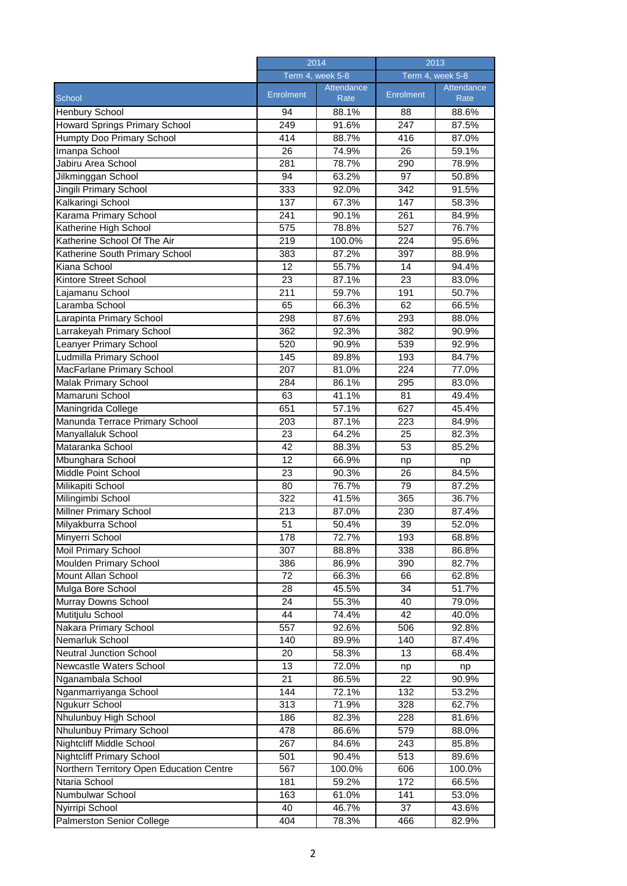| School | 2014 | | 2013 | |
|---|---|---|---|---|
| | Term 4, week 5-8 | | Term 4, week 5-8 | |
| | Enrolment | Attendance Rate | Enrolment | Attendance Rate |
| Henbury School | 94 | 88.1% | 88 | 88.6% |
| Howard Springs Primary School | 249 | 91.6% | 247 | 87.5% |
| Humpty Doo Primary School | 414 | 88.7% | 416 | 87.0% |
| Imanpa School | 26 | 74.9% | 26 | 59.1% |
| Jabiru Area School | 281 | 78.7% | 290 | 78.9% |
| Jilkminggan School | 94 | 63.2% | 97 | 50.8% |
| Jingili Primary School | 333 | 92.0% | 342 | 91.5% |
| Kalkaringi School | 137 | 67.3% | 147 | 58.3% |
| Karama Primary School | 241 | 90.1% | 261 | 84.9% |
| Katherine High School | 575 | 78.8% | 527 | 76.7% |
| Katherine School Of The Air | 219 | 100.0% | 224 | 95.6% |
| Katherine South Primary School | 383 | 87.2% | 397 | 88.9% |
| Kiana School | 12 | 55.7% | 14 | 94.4% |
| Kintore Street School | 23 | 87.1% | 23 | 83.0% |
| Lajamanu School | 211 | 59.7% | 191 | 50.7% |
| Laramba School | 65 | 66.3% | 62 | 66.5% |
| Larapinta Primary School | 298 | 87.6% | 293 | 88.0% |
| Larrakeyah Primary School | 362 | 92.3% | 382 | 90.9% |
| Leanyer Primary School | 520 | 90.9% | 539 | 92.9% |
| Ludmilla Primary School | 145 | 89.8% | 193 | 84.7% |
| MacFarlane Primary School | 207 | 81.0% | 224 | 77.0% |
| Malak Primary School | 284 | 86.1% | 295 | 83.0% |
| Mamaruni School | 63 | 41.1% | 81 | 49.4% |
| Maningrida College | 651 | 57.1% | 627 | 45.4% |
| Manunda Terrace Primary School | 203 | 87.1% | 223 | 84.9% |
| Manyallaluk School | 23 | 64.2% | 25 | 82.3% |
| Mataranka School | 42 | 88.3% | 53 | 85.2% |
| Mbunghara School | 12 | 66.9% | np | np |
| Middle Point School | 23 | 90.3% | 26 | 84.5% |
| Milikapiti School | 80 | 76.7% | 79 | 87.2% |
| Milingimbi School | 322 | 41.5% | 365 | 36.7% |
| Millner Primary School | 213 | 87.0% | 230 | 87.4% |
| Milyakburra School | 51 | 50.4% | 39 | 52.0% |
| Minyerri School | 178 | 72.7% | 193 | 68.8% |
| Moil Primary School | 307 | 88.8% | 338 | 86.8% |
| Moulden Primary School | 386 | 86.9% | 390 | 82.7% |
| Mount Allan School | 72 | 66.3% | 66 | 62.8% |
| Mulga Bore School | 28 | 45.5% | 34 | 51.7% |
| Murray Downs School | 24 | 55.3% | 40 | 79.0% |
| Mutitjulu School | 44 | 74.4% | 42 | 40.0% |
| Nakara Primary School | 557 | 92.6% | 506 | 92.8% |
| Nemarluk School | 140 | 89.9% | 140 | 87.4% |
| Neutral Junction School | 20 | 58.3% | 13 | 68.4% |
| Newcastle Waters School | 13 | 72.0% | np | np |
| Nganambala School | 21 | 86.5% | 22 | 90.9% |
| Nganmarriyanga School | 144 | 72.1% | 132 | 53.2% |
| Ngukurr School | 313 | 71.9% | 328 | 62.7% |
| Nhulunbuy High School | 186 | 82.3% | 228 | 81.6% |
| Nhulunbuy Primary School | 478 | 86.6% | 579 | 88.0% |
| Nightcliff Middle School | 267 | 84.6% | 243 | 85.8% |
| Nightcliff Primary School | 501 | 90.4% | 513 | 89.6% |
| Northern Territory Open Education Centre | 567 | 100.0% | 606 | 100.0% |
| Ntaria School | 181 | 59.2% | 172 | 66.5% |
| Numbulwar School | 163 | 61.0% | 141 | 53.0% |
| Nyirripi School | 40 | 46.7% | 37 | 43.6% |
| Palmerston Senior College | 404 | 78.3% | 466 | 82.9% |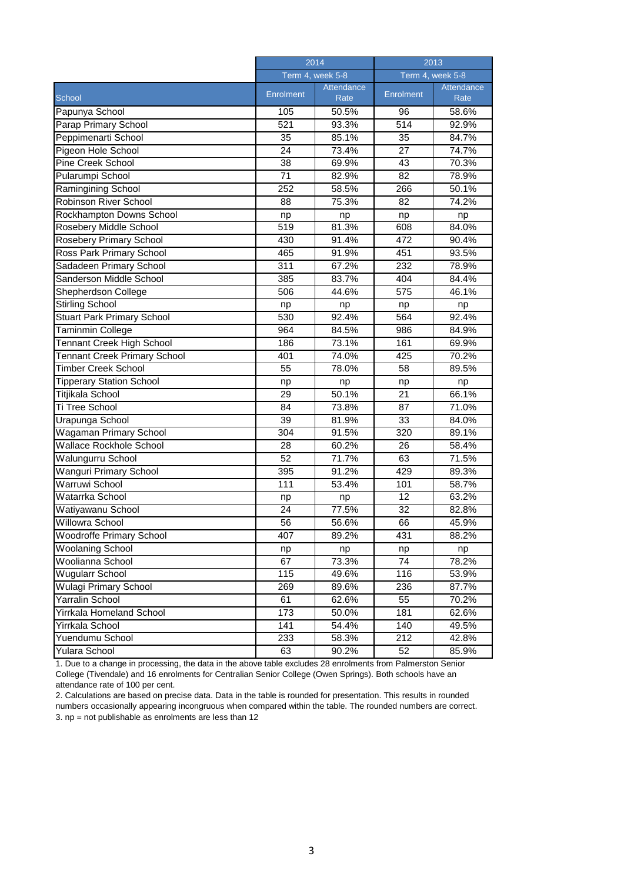| School | 2014 | | 2013 | |
|---|---|---|---|---|
| | Term 4, week 5-8 | | Term 4, week 5-8 | |
| | Enrolment | Attendance Rate | Enrolment | Attendance Rate |
| Papunya School | 105 | 50.5% | 96 | 58.6% |
| Parap Primary School | 521 | 93.3% | 514 | 92.9% |
| Peppimenarti School | 35 | 85.1% | 35 | 84.7% |
| Pigeon Hole School | 24 | 73.4% | 27 | 74.7% |
| Pine Creek School | 38 | 69.9% | 43 | 70.3% |
| Pularumpi School | 71 | 82.9% | 82 | 78.9% |
| Ramingining School | 252 | 58.5% | 266 | 50.1% |
| Robinson River School | 88 | 75.3% | 82 | 74.2% |
| Rockhampton Downs School | np | np | np | np |
| Rosebery Middle School | 519 | 81.3% | 608 | 84.0% |
| Rosebery Primary School | 430 | 91.4% | 472 | 90.4% |
| Ross Park Primary School | 465 | 91.9% | 451 | 93.5% |
| Sadadeen Primary School | 311 | 67.2% | 232 | 78.9% |
| Sanderson Middle School | 385 | 83.7% | 404 | 84.4% |
| Shepherdson College | 506 | 44.6% | 575 | 46.1% |
| Stirling School | np | np | np | np |
| Stuart Park Primary School | 530 | 92.4% | 564 | 92.4% |
| Taminmin College | 964 | 84.5% | 986 | 84.9% |
| Tennant Creek High School | 186 | 73.1% | 161 | 69.9% |
| Tennant Creek Primary School | 401 | 74.0% | 425 | 70.2% |
| Timber Creek School | 55 | 78.0% | 58 | 89.5% |
| Tipperary Station School | np | np | np | np |
| Titjikala School | 29 | 50.1% | 21 | 66.1% |
| Ti Tree School | 84 | 73.8% | 87 | 71.0% |
| Urapunga School | 39 | 81.9% | 33 | 84.0% |
| Wagaman Primary School | 304 | 91.5% | 320 | 89.1% |
| Wallace Rockhole School | 28 | 60.2% | 26 | 58.4% |
| Walungurru School | 52 | 71.7% | 63 | 71.5% |
| Wanguri Primary School | 395 | 91.2% | 429 | 89.3% |
| Warruwi School | 111 | 53.4% | 101 | 58.7% |
| Watarrka School | np | np | 12 | 63.2% |
| Watiyawanu School | 24 | 77.5% | 32 | 82.8% |
| Willowra School | 56 | 56.6% | 66 | 45.9% |
| Woodroffe Primary School | 407 | 89.2% | 431 | 88.2% |
| Woolaning School | np | np | np | np |
| Woolianna School | 67 | 73.3% | 74 | 78.2% |
| Wugularr School | 115 | 49.6% | 116 | 53.9% |
| Wulagi Primary School | 269 | 89.6% | 236 | 87.7% |
| Yarralin School | 61 | 62.6% | 55 | 70.2% |
| Yirrkala Homeland School | 173 | 50.0% | 181 | 62.6% |
| Yirrkala School | 141 | 54.4% | 140 | 49.5% |
| Yuendumu School | 233 | 58.3% | 212 | 42.8% |
| Yulara School | 63 | 90.2% | 52 | 85.9% |

1. Due to a change in processing, the data in the above table excludes 28 enrolments from Palmerston Senior College (Tivendale) and 16 enrolments for Centralian Senior College (Owen Springs). Both schools have an attendance rate of 100 per cent.

2. Calculations are based on precise data. Data in the table is rounded for presentation. This results in rounded numbers occasionally appearing incongruous when compared within the table. The rounded numbers are correct.

3. np = not publishable as enrolments are less than 12